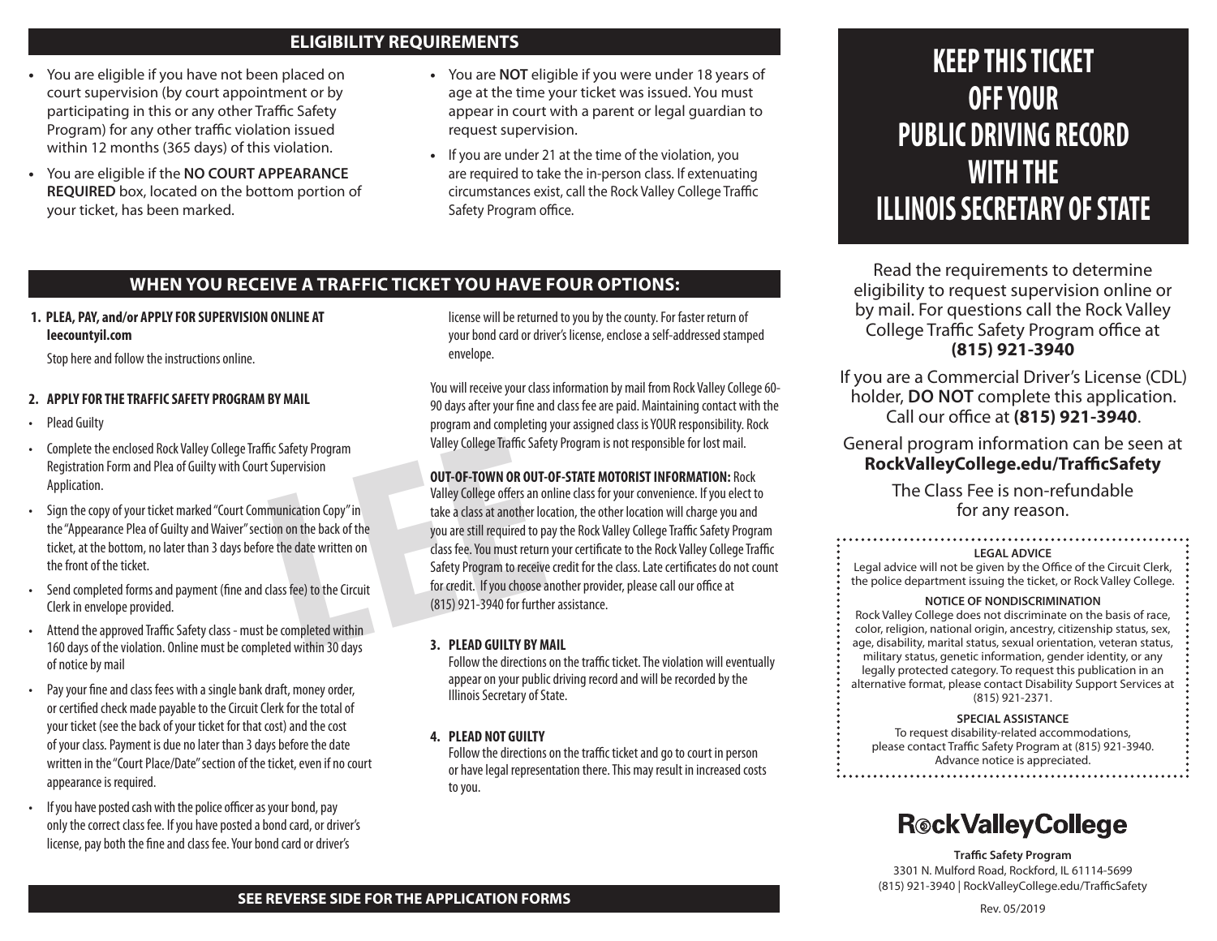## ELIGIBILITY REQUIREMENTS

- You are eligible if you have not been placed on court supervision (by court appointment or by participating in this or any other Traffic Safety Program) for any other traffic violation issued within 12 months (365 days) of this violation.
- You are eligible if the **NO COURT APPEARANCE REQUIRED** box, located on the bottom portion of your ticket, has been marked.
- You are **NOT** eligible if you were under 18 years of age at the time your ticket was issued. You must appear in court with a parent or legal guardian to request supervision.
- If you are under 21 at the time of the violation, you are required to take the in-person class. If extenuating circumstances exist, call the Rock Valley College Traffic Safety Program office.

## WHEN YOU RECEIVE A TRAFFIC TICKET YOU HAVE FOUR OPTIONS:

**1. PLEA, PAY, and/or APPLY FOR SUPERVISION ONLINE AT leecountyil.com**

Stop here and follow the instructions online.

**2. APPLY FOR THE TRAFFIC SAFETY PROGRAM BY MAIL**

- Plead Guilty
- Complete the enclosed Rock Valley College Traffic Safety Program Registration Form and Plea of Guilty with Court Supervision Application.
- Sign the copy of your ticket marked "Court Communication Copy" in the "Appearance Plea of Guilty and Waiver" section on the back of the ticket, at the bottom, no later than 3 days before the date written on the front of the ticket.
- Send completed forms and payment (fine and class fee) to the Circuit Clerk in envelope provided.
- Attend the approved Traffic Safety class - must be completed within 160 days of the violation. Online must be completed within 30 days of notice by mail
- Pay your fine and class fees with a single bank draft, money order, or certified check made payable to the Circuit Clerk for the total of your ticket (see the back of your ticket for that cost) and the cost of your class. Payment is due no later than 3 days before the date written in the "Court Place/Date" section of the ticket, even if no court appearance is required.
- If you have posted cash with the police officer as your bond, pay only the correct class fee. If you have posted a bond card, or driver's license, pay both the fine and class fee. Your bond card or driver's license will be returned to you by the county. For faster return of your bond card or driver's license, enclose a self-addressed stamped envelope.

You will receive your class information by mail from Rock Valley College 60-90 days after your fine and class fee are paid. Maintaining contact with the program and completing your assigned class is YOUR responsibility. Rock Valley College Traffic Safety Program is not responsible for lost mail.

**OUT-OF-TOWN OR OUT-OF-STATE MOTORIST INFORMATION:** Rock Valley College offers an online class for your convenience. If you elect to take a class at another location, the other location will charge you and you are still required to pay the Rock Valley College Traffic Safety Program class fee. You must return your certificate to the Rock Valley College Traffic Safety Program to receive credit for the class. Late certificates do not count for credit. If you choose another provider, please call our office at (815) 921-3940 for further assistance.

**3. PLEAD GUILTY BY MAIL**

Follow the directions on the traffic ticket. The violation will eventually appear on your public driving record and will be recorded by the Illinois Secretary of State.

**4. PLEAD NOT GUILTY**

Follow the directions on the traffic ticket and go to court in person or have legal representation there. This may result in increased costs to you.

**SEE REVERSE SIDE FOR THE APPLICATION FORMS**

# KEEP THIS TICKET OFF YOUR PUBLIC DRIVING RECORD WITH THE ILLINOIS SECRETARY OF STATE

Read the requirements to determine eligibility to request supervision online or by mail. For questions call the Rock Valley College Traffic Safety Program office at **(815) 921-3940**

If you are a Commercial Driver's License (CDL) holder, **DO NOT** complete this application. Call our office at **(815) 921-3940**.

General program information can be seen at **RockValleyCollege.edu/TrafficSafety**

The Class Fee is non-refundable for any reason.

**LEGAL ADVICE**

Legal advice will not be given by the Office of the Circuit Clerk, the police department issuing the ticket, or Rock Valley College.

**NOTICE OF NONDISCRIMINATION**

Rock Valley College does not discriminate on the basis of race, color, religion, national origin, ancestry, citizenship status, sex, age, disability, marital status, sexual orientation, veteran status, military status, genetic information, gender identity, or any legally protected category. To request this publication in an alternative format, please contact Disability Support Services at (815) 921-2371.

**SPECIAL ASSISTANCE**

To request disability-related accommodations, please contact Traffic Safety Program at (815) 921-3940. Advance notice is appreciated.

**RockValleyCollege**

**Traffic Safety Program**
3301 N. Mulford Road, Rockford, IL 61114-5699
(815) 921-3940 | RockValleyCollege.edu/TrafficSafety

Rev. 05/2019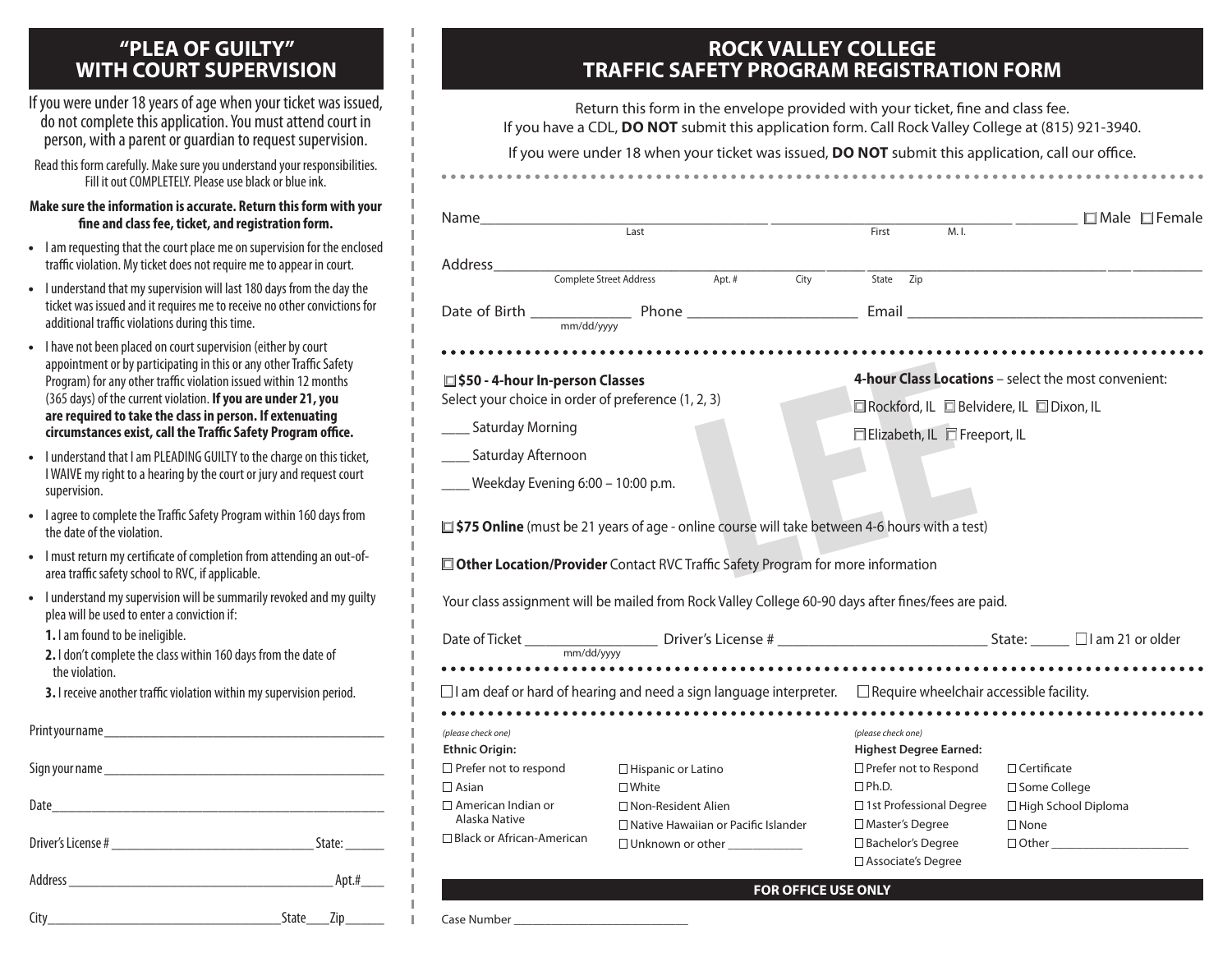## "PLEA OF GUILTY" WITH COURT SUPERVISION

If you were under 18 years of age when your ticket was issued, do not complete this application. You must attend court in person, with a parent or guardian to request supervision.

Read this form carefully. Make sure you understand your responsibilities. Fill it out COMPLETELY. Please use black or blue ink.

**Make sure the information is accurate. Return this form with your fine and class fee, ticket, and registration form.**

- I am requesting that the court place me on supervision for the enclosed traffic violation. My ticket does not require me to appear in court.
- I understand that my supervision will last 180 days from the day the ticket was issued and it requires me to receive no other convictions for additional traffic violations during this time.
- I have not been placed on court supervision (either by court appointment or by participating in this or any other Traffic Safety Program) for any other traffic violation issued within 12 months (365 days) of the current violation. **If you are under 21, you are required to take the class in person. If extenuating circumstances exist, call the Traffic Safety Program office.**
- I understand that I am PLEADING GUILTY to the charge on this ticket, I WAIVE my right to a hearing by the court or jury and request court supervision.
- I agree to complete the Traffic Safety Program within 160 days from the date of the violation.
- I must return my certificate of completion from attending an out-of-area traffic safety school to RVC, if applicable.
- I understand my supervision will be summarily revoked and my guilty plea will be used to enter a conviction if:
  **1.** I am found to be ineligible.
  **2.** I don't complete the class within 160 days from the date of the violation.
  **3.** I receive another traffic violation within my supervision period.

Print your name_______________________________

Sign your name_______________________________

Date_______________________________

Driver's License # _______________________ State: ______

Address _______________________________ Apt.#____

City_______________________ State____ Zip______

## ROCK VALLEY COLLEGE TRAFFIC SAFETY PROGRAM REGISTRATION FORM

Return this form in the envelope provided with your ticket, fine and class fee.
If you have a CDL, **DO NOT** submit this application form. Call Rock Valley College at (815) 921-3940.

If you were under 18 when your ticket was issued, **DO NOT** submit this application, call our office.

Name_______________________ Last _______________________ First M. I. ☐ Male ☐ Female

Address_______________________ Complete Street Address Apt. # City State Zip

Date of Birth ____________ (mm/dd/yyyy) Phone ____________________ Email ______________________

☐ **$50 - 4-hour In-person Classes**
Select your choice in order of preference (1, 2, 3)

____ Saturday Morning

____ Saturday Afternoon

____ Weekday Evening 6:00 – 10:00 p.m.

**4-hour Class Locations** – select the most convenient:

☐ Rockford, IL ☐ Belvidere, IL ☐ Dixon, IL

☐ Elizabeth, IL ☐ Freeport, IL

☐ **$75 Online** (must be 21 years of age - online course will take between 4-6 hours with a test)

☐ **Other Location/Provider** Contact RVC Traffic Safety Program for more information

Your class assignment will be mailed from Rock Valley College 60-90 days after fines/fees are paid.

Date of Ticket ______________ (mm/dd/yyyy) Driver's License # ______________________ State: _____ ☐ I am 21 or older

☐ I am deaf or hard of hearing and need a sign language interpreter. ☐ Require wheelchair accessible facility.

*(please check one)*
**Ethnic Origin:**

☐ Prefer not to respond
☐ Asian
☐ American Indian or Alaska Native
☐ Black or African-American
☐ Hispanic or Latino
☐ White
☐ Non-Resident Alien
☐ Native Hawaiian or Pacific Islander
☐ Unknown or other ___________

*(please check one)*
**Highest Degree Earned:**

☐ Prefer not to Respond
☐ Ph.D.
☐ 1st Professional Degree
☐ Master's Degree
☐ Bachelor's Degree
☐ Associate's Degree
☐ Certificate
☐ Some College
☐ High School Diploma
☐ None
☐ Other ___________________

**FOR OFFICE USE ONLY**

Case Number ______________________

LEE